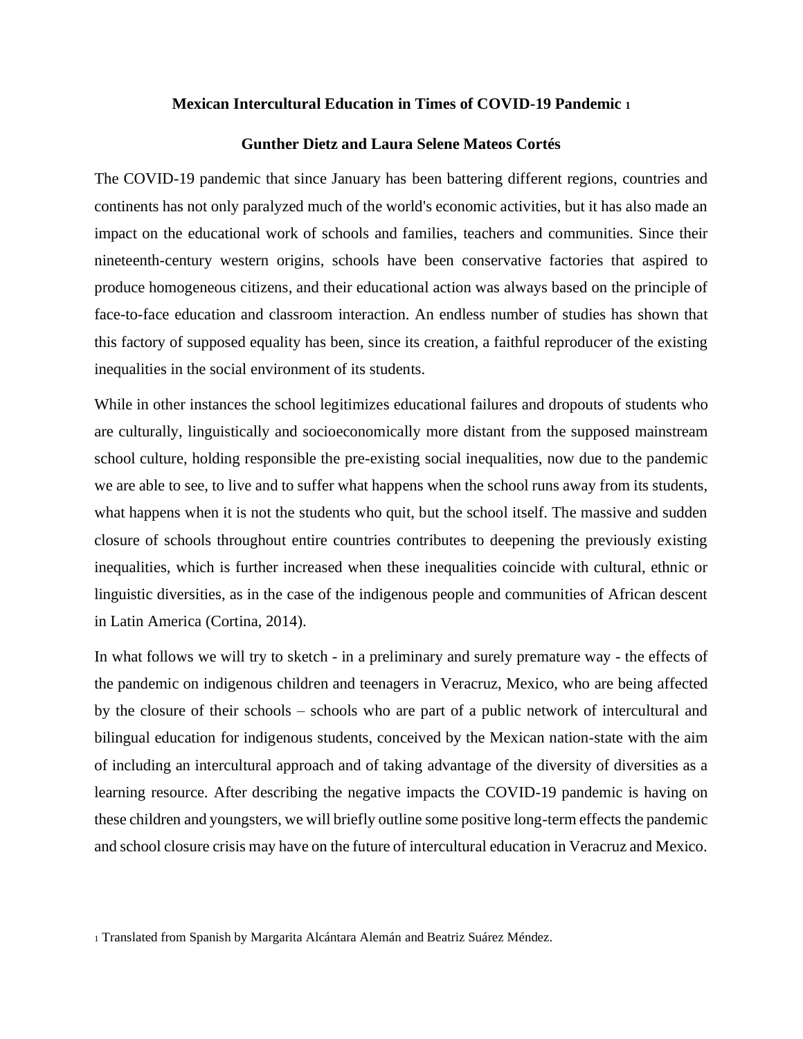# Mexican Intercultural Education in Times of COVID-19 Pandemic [1]

**Gunther Dietz and Laura Selene Mateos Cortés**

The COVID-19 pandemic that since January has been battering different regions, countries and continents has not only paralyzed much of the world's economic activities, but it has also made an impact on the educational work of schools and families, teachers and communities. Since their nineteenth-century western origins, schools have been conservative factories that aspired to produce homogeneous citizens, and their educational action was always based on the principle of face-to-face education and classroom interaction. An endless number of studies has shown that this factory of supposed equality has been, since its creation, a faithful reproducer of the existing inequalities in the social environment of its students.

While in other instances the school legitimizes educational failures and dropouts of students who are culturally, linguistically and socioeconomically more distant from the supposed mainstream school culture, holding responsible the pre-existing social inequalities, now due to the pandemic we are able to see, to live and to suffer what happens when the school runs away from its students, what happens when it is not the students who quit, but the school itself. The massive and sudden closure of schools throughout entire countries contributes to deepening the previously existing inequalities, which is further increased when these inequalities coincide with cultural, ethnic or linguistic diversities, as in the case of the indigenous people and communities of African descent in Latin America (Cortina, 2014).

In what follows we will try to sketch - in a preliminary and surely premature way - the effects of the pandemic on indigenous children and teenagers in Veracruz, Mexico, who are being affected by the closure of their schools – schools who are part of a public network of intercultural and bilingual education for indigenous students, conceived by the Mexican nation-state with the aim of including an intercultural approach and of taking advantage of the diversity of diversities as a learning resource. After describing the negative impacts the COVID-19 pandemic is having on these children and youngsters, we will briefly outline some positive long-term effects the pandemic and school closure crisis may have on the future of intercultural education in Veracruz and Mexico.

[1] Translated from Spanish by Margarita Alcántara Alemán and Beatriz Suárez Méndez.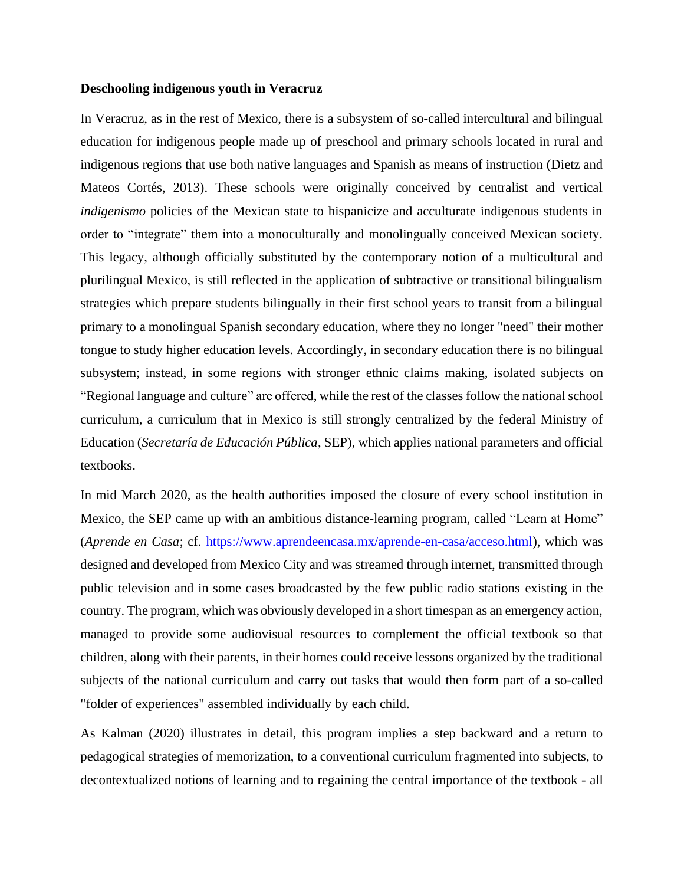**Deschooling indigenous youth in Veracruz**

In Veracruz, as in the rest of Mexico, there is a subsystem of so-called intercultural and bilingual education for indigenous people made up of preschool and primary schools located in rural and indigenous regions that use both native languages and Spanish as means of instruction (Dietz and Mateos Cortés, 2013). These schools were originally conceived by centralist and vertical *indigenismo* policies of the Mexican state to hispanicize and acculturate indigenous students in order to "integrate" them into a monoculturally and monolingually conceived Mexican society. This legacy, although officially substituted by the contemporary notion of a multicultural and plurilingual Mexico, is still reflected in the application of subtractive or transitional bilingualism strategies which prepare students bilingually in their first school years to transit from a bilingual primary to a monolingual Spanish secondary education, where they no longer "need" their mother tongue to study higher education levels. Accordingly, in secondary education there is no bilingual subsystem; instead, in some regions with stronger ethnic claims making, isolated subjects on "Regional language and culture" are offered, while the rest of the classes follow the national school curriculum, a curriculum that in Mexico is still strongly centralized by the federal Ministry of Education (*Secretaría de Educación Pública*, SEP), which applies national parameters and official textbooks.

In mid March 2020, as the health authorities imposed the closure of every school institution in Mexico, the SEP came up with an ambitious distance-learning program, called "Learn at Home" (*Aprende en Casa*; cf. [https://www.aprendeencasa.mx/aprende-en-casa/acceso.html](https://www.aprendeencasa.mx/aprende-en-casa/acceso.html)), which was designed and developed from Mexico City and was streamed through internet, transmitted through public television and in some cases broadcasted by the few public radio stations existing in the country. The program, which was obviously developed in a short timespan as an emergency action, managed to provide some audiovisual resources to complement the official textbook so that children, along with their parents, in their homes could receive lessons organized by the traditional subjects of the national curriculum and carry out tasks that would then form part of a so-called "folder of experiences" assembled individually by each child.

As Kalman (2020) illustrates in detail, this program implies a step backward and a return to pedagogical strategies of memorization, to a conventional curriculum fragmented into subjects, to decontextualized notions of learning and to regaining the central importance of the textbook - all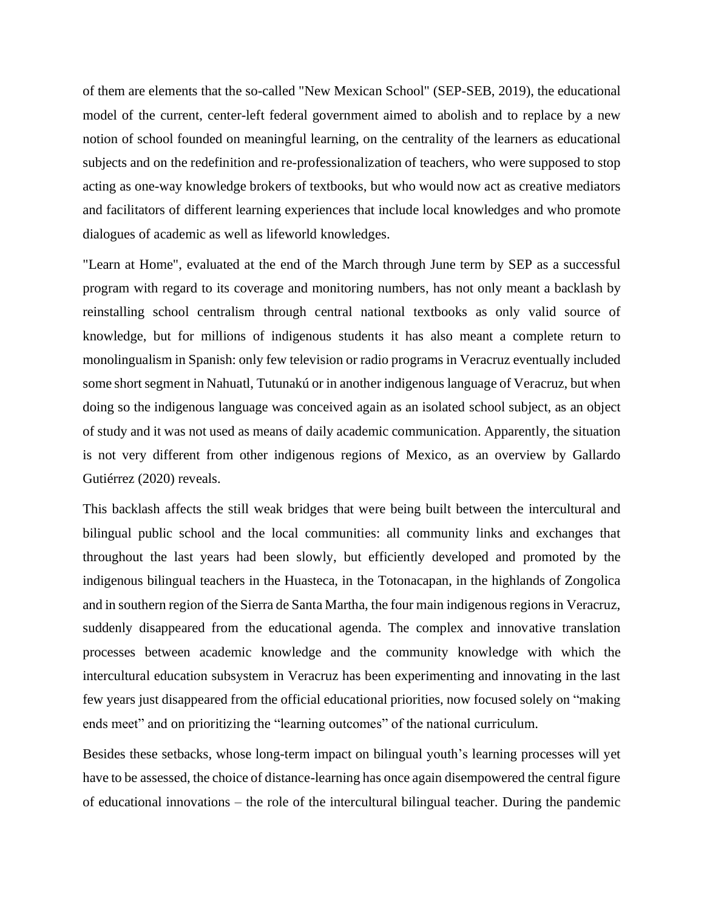of them are elements that the so-called "New Mexican School" (SEP-SEB, 2019), the educational model of the current, center-left federal government aimed to abolish and to replace by a new notion of school founded on meaningful learning, on the centrality of the learners as educational subjects and on the redefinition and re-professionalization of teachers, who were supposed to stop acting as one-way knowledge brokers of textbooks, but who would now act as creative mediators and facilitators of different learning experiences that include local knowledges and who promote dialogues of academic as well as lifeworld knowledges.

"Learn at Home", evaluated at the end of the March through June term by SEP as a successful program with regard to its coverage and monitoring numbers, has not only meant a backlash by reinstalling school centralism through central national textbooks as only valid source of knowledge, but for millions of indigenous students it has also meant a complete return to monolingualism in Spanish: only few television or radio programs in Veracruz eventually included some short segment in Nahuatl, Tutunakú or in another indigenous language of Veracruz, but when doing so the indigenous language was conceived again as an isolated school subject, as an object of study and it was not used as means of daily academic communication. Apparently, the situation is not very different from other indigenous regions of Mexico, as an overview by Gallardo Gutiérrez (2020) reveals.

This backlash affects the still weak bridges that were being built between the intercultural and bilingual public school and the local communities: all community links and exchanges that throughout the last years had been slowly, but efficiently developed and promoted by the indigenous bilingual teachers in the Huasteca, in the Totonacapan, in the highlands of Zongolica and in southern region of the Sierra de Santa Martha, the four main indigenous regions in Veracruz, suddenly disappeared from the educational agenda. The complex and innovative translation processes between academic knowledge and the community knowledge with which the intercultural education subsystem in Veracruz has been experimenting and innovating in the last few years just disappeared from the official educational priorities, now focused solely on "making ends meet" and on prioritizing the "learning outcomes" of the national curriculum.

Besides these setbacks, whose long-term impact on bilingual youth's learning processes will yet have to be assessed, the choice of distance-learning has once again disempowered the central figure of educational innovations – the role of the intercultural bilingual teacher. During the pandemic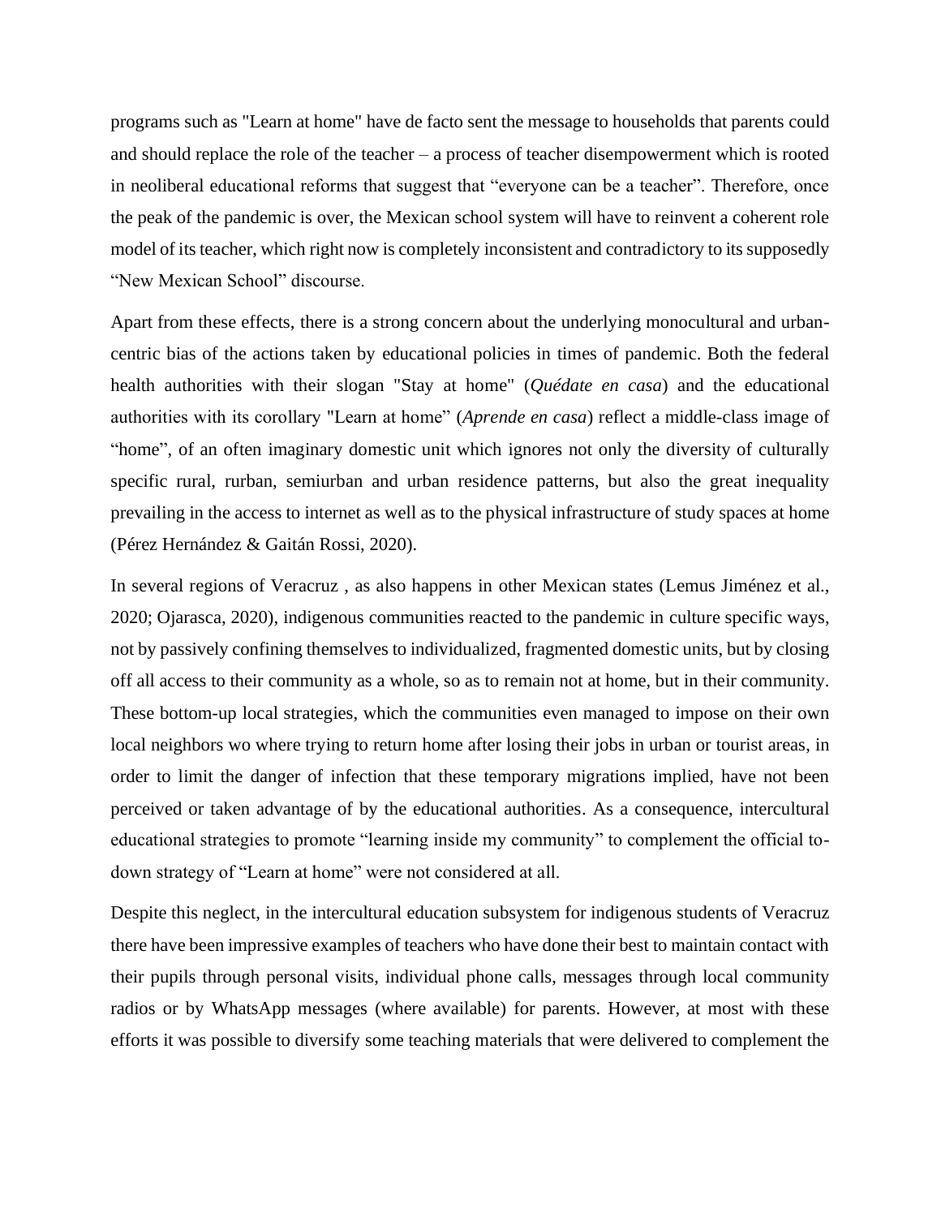programs such as "Learn at home" have de facto sent the message to households that parents could and should replace the role of the teacher – a process of teacher disempowerment which is rooted in neoliberal educational reforms that suggest that "everyone can be a teacher". Therefore, once the peak of the pandemic is over, the Mexican school system will have to reinvent a coherent role model of its teacher, which right now is completely inconsistent and contradictory to its supposedly "New Mexican School" discourse.

Apart from these effects, there is a strong concern about the underlying monocultural and urban-centric bias of the actions taken by educational policies in times of pandemic. Both the federal health authorities with their slogan "Stay at home" (*Quédate en casa*) and the educational authorities with its corollary "Learn at home" (*Aprende en casa*) reflect a middle-class image of "home", of an often imaginary domestic unit which ignores not only the diversity of culturally specific rural, rurban, semiurban and urban residence patterns, but also the great inequality prevailing in the access to internet as well as to the physical infrastructure of study spaces at home (Pérez Hernández & Gaitán Rossi, 2020).

In several regions of Veracruz , as also happens in other Mexican states (Lemus Jiménez et al., 2020; Ojarasca, 2020), indigenous communities reacted to the pandemic in culture specific ways, not by passively confining themselves to individualized, fragmented domestic units, but by closing off all access to their community as a whole, so as to remain not at home, but in their community. These bottom-up local strategies, which the communities even managed to impose on their own local neighbors wo where trying to return home after losing their jobs in urban or tourist areas, in order to limit the danger of infection that these temporary migrations implied, have not been perceived or taken advantage of by the educational authorities. As a consequence, intercultural educational strategies to promote "learning inside my community" to complement the official to-down strategy of "Learn at home" were not considered at all.

Despite this neglect, in the intercultural education subsystem for indigenous students of Veracruz there have been impressive examples of teachers who have done their best to maintain contact with their pupils through personal visits, individual phone calls, messages through local community radios or by WhatsApp messages (where available) for parents. However, at most with these efforts it was possible to diversify some teaching materials that were delivered to complement the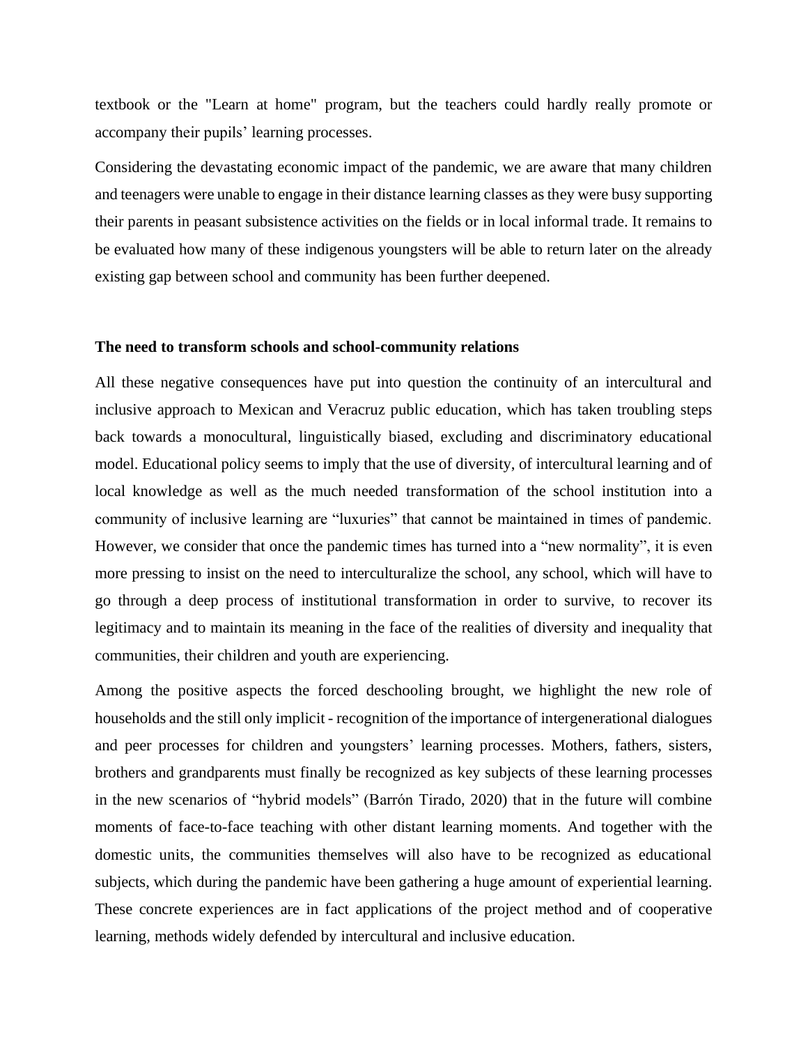textbook or the "Learn at home" program, but the teachers could hardly really promote or accompany their pupils' learning processes.

Considering the devastating economic impact of the pandemic, we are aware that many children and teenagers were unable to engage in their distance learning classes as they were busy supporting their parents in peasant subsistence activities on the fields or in local informal trade. It remains to be evaluated how many of these indigenous youngsters will be able to return later on the already existing gap between school and community has been further deepened.

### The need to transform schools and school-community relations

All these negative consequences have put into question the continuity of an intercultural and inclusive approach to Mexican and Veracruz public education, which has taken troubling steps back towards a monocultural, linguistically biased, excluding and discriminatory educational model. Educational policy seems to imply that the use of diversity, of intercultural learning and of local knowledge as well as the much needed transformation of the school institution into a community of inclusive learning are "luxuries" that cannot be maintained in times of pandemic. However, we consider that once the pandemic times has turned into a "new normality", it is even more pressing to insist on the need to interculturalize the school, any school, which will have to go through a deep process of institutional transformation in order to survive, to recover its legitimacy and to maintain its meaning in the face of the realities of diversity and inequality that communities, their children and youth are experiencing.

Among the positive aspects the forced deschooling brought, we highlight the new role of households and the still only implicit - recognition of the importance of intergenerational dialogues and peer processes for children and youngsters' learning processes. Mothers, fathers, sisters, brothers and grandparents must finally be recognized as key subjects of these learning processes in the new scenarios of "hybrid models" (Barrón Tirado, 2020) that in the future will combine moments of face-to-face teaching with other distant learning moments. And together with the domestic units, the communities themselves will also have to be recognized as educational subjects, which during the pandemic have been gathering a huge amount of experiential learning. These concrete experiences are in fact applications of the project method and of cooperative learning, methods widely defended by intercultural and inclusive education.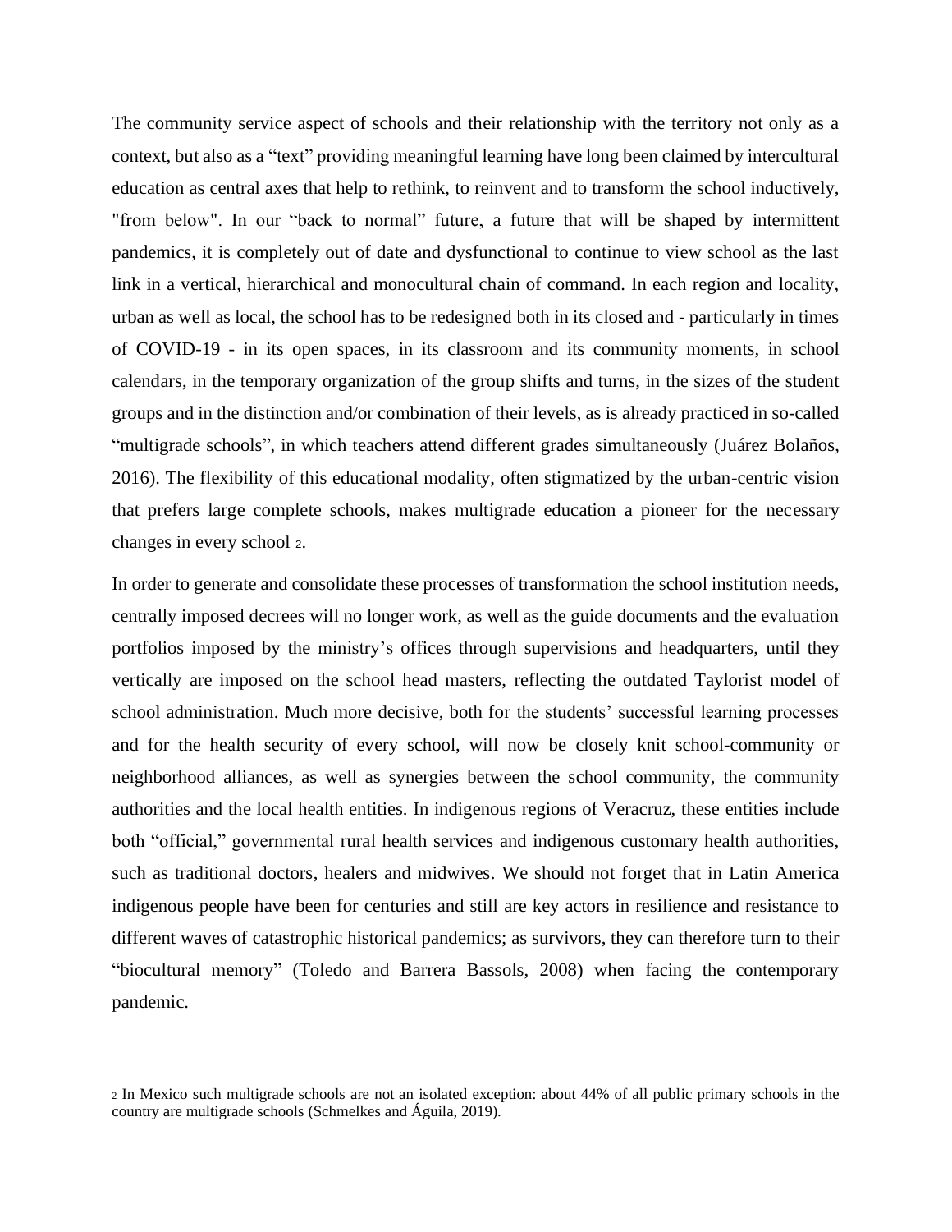The community service aspect of schools and their relationship with the territory not only as a context, but also as a "text" providing meaningful learning have long been claimed by intercultural education as central axes that help to rethink, to reinvent and to transform the school inductively, "from below". In our "back to normal" future, a future that will be shaped by intermittent pandemics, it is completely out of date and dysfunctional to continue to view school as the last link in a vertical, hierarchical and monocultural chain of command. In each region and locality, urban as well as local, the school has to be redesigned both in its closed and - particularly in times of COVID-19 - in its open spaces, in its classroom and its community moments, in school calendars, in the temporary organization of the group shifts and turns, in the sizes of the student groups and in the distinction and/or combination of their levels, as is already practiced in so-called "multigrade schools", in which teachers attend different grades simultaneously (Juárez Bolaños, 2016). The flexibility of this educational modality, often stigmatized by the urban-centric vision that prefers large complete schools, makes multigrade education a pioneer for the necessary changes in every school [2].

In order to generate and consolidate these processes of transformation the school institution needs, centrally imposed decrees will no longer work, as well as the guide documents and the evaluation portfolios imposed by the ministry's offices through supervisions and headquarters, until they vertically are imposed on the school head masters, reflecting the outdated Taylorist model of school administration. Much more decisive, both for the students' successful learning processes and for the health security of every school, will now be closely knit school-community or neighborhood alliances, as well as synergies between the school community, the community authorities and the local health entities. In indigenous regions of Veracruz, these entities include both "official," governmental rural health services and indigenous customary health authorities, such as traditional doctors, healers and midwives. We should not forget that in Latin America indigenous people have been for centuries and still are key actors in resilience and resistance to different waves of catastrophic historical pandemics; as survivors, they can therefore turn to their "biocultural memory" (Toledo and Barrera Bassols, 2008) when facing the contemporary pandemic.

[2] In Mexico such multigrade schools are not an isolated exception: about 44% of all public primary schools in the country are multigrade schools (Schmelkes and Águila, 2019).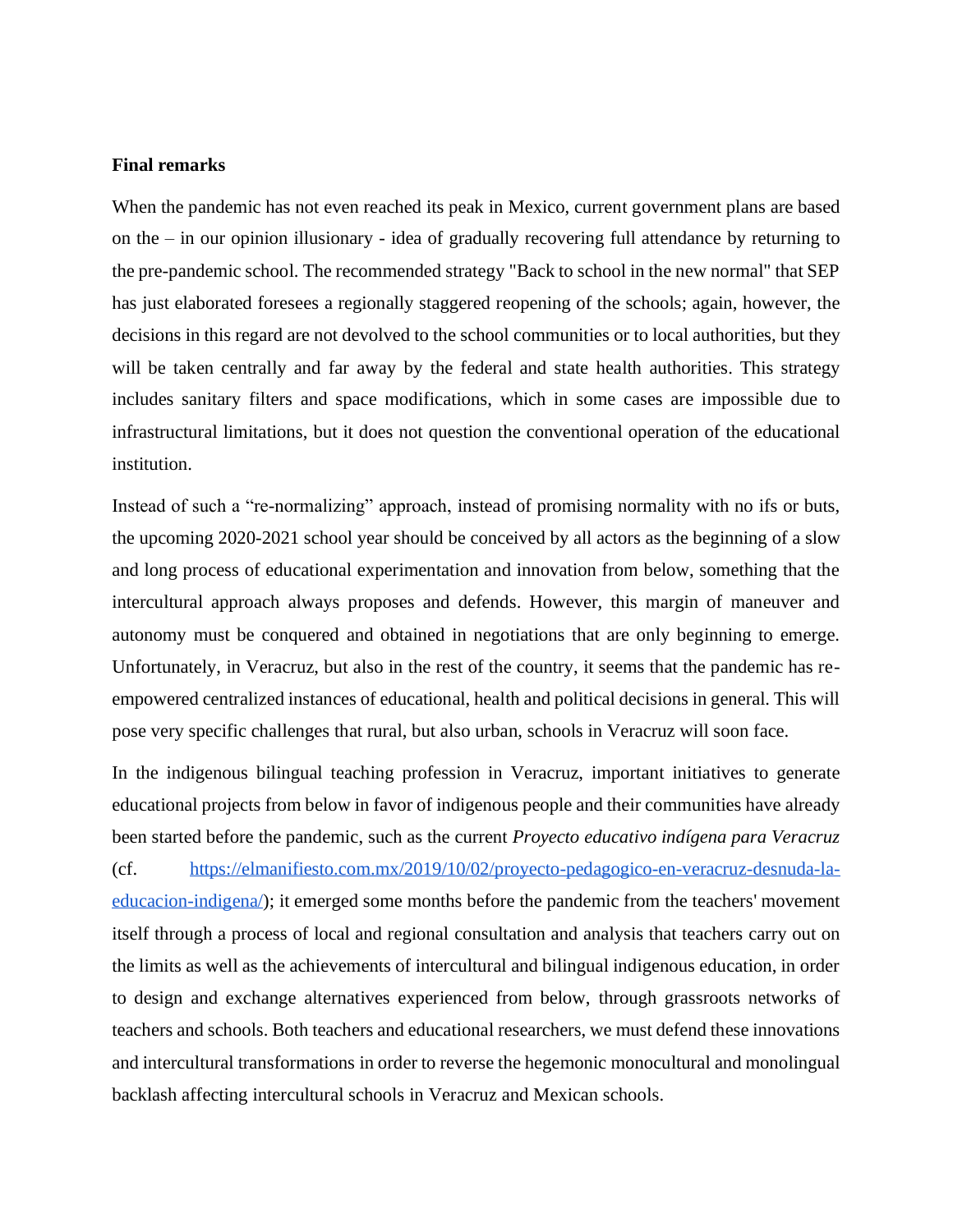**Final remarks**

When the pandemic has not even reached its peak in Mexico, current government plans are based on the – in our opinion illusionary - idea of gradually recovering full attendance by returning to the pre-pandemic school. The recommended strategy "Back to school in the new normal" that SEP has just elaborated foresees a regionally staggered reopening of the schools; again, however, the decisions in this regard are not devolved to the school communities or to local authorities, but they will be taken centrally and far away by the federal and state health authorities. This strategy includes sanitary filters and space modifications, which in some cases are impossible due to infrastructural limitations, but it does not question the conventional operation of the educational institution.

Instead of such a "re-normalizing" approach, instead of promising normality with no ifs or buts, the upcoming 2020-2021 school year should be conceived by all actors as the beginning of a slow and long process of educational experimentation and innovation from below, something that the intercultural approach always proposes and defends. However, this margin of maneuver and autonomy must be conquered and obtained in negotiations that are only beginning to emerge. Unfortunately, in Veracruz, but also in the rest of the country, it seems that the pandemic has re-empowered centralized instances of educational, health and political decisions in general. This will pose very specific challenges that rural, but also urban, schools in Veracruz will soon face.

In the indigenous bilingual teaching profession in Veracruz, important initiatives to generate educational projects from below in favor of indigenous people and their communities have already been started before the pandemic, such as the current *Proyecto educativo indígena para Veracruz* (cf. [https://elmanifiesto.com.mx/2019/10/02/proyecto-pedagogico-en-veracruz-desnuda-la-educacion-indigena/](https://elmanifiesto.com.mx/2019/10/02/proyecto-pedagogico-en-veracruz-desnuda-la-educacion-indigena/)); it emerged some months before the pandemic from the teachers' movement itself through a process of local and regional consultation and analysis that teachers carry out on the limits as well as the achievements of intercultural and bilingual indigenous education, in order to design and exchange alternatives experienced from below, through grassroots networks of teachers and schools. Both teachers and educational researchers, we must defend these innovations and intercultural transformations in order to reverse the hegemonic monocultural and monolingual backlash affecting intercultural schools in Veracruz and Mexican schools.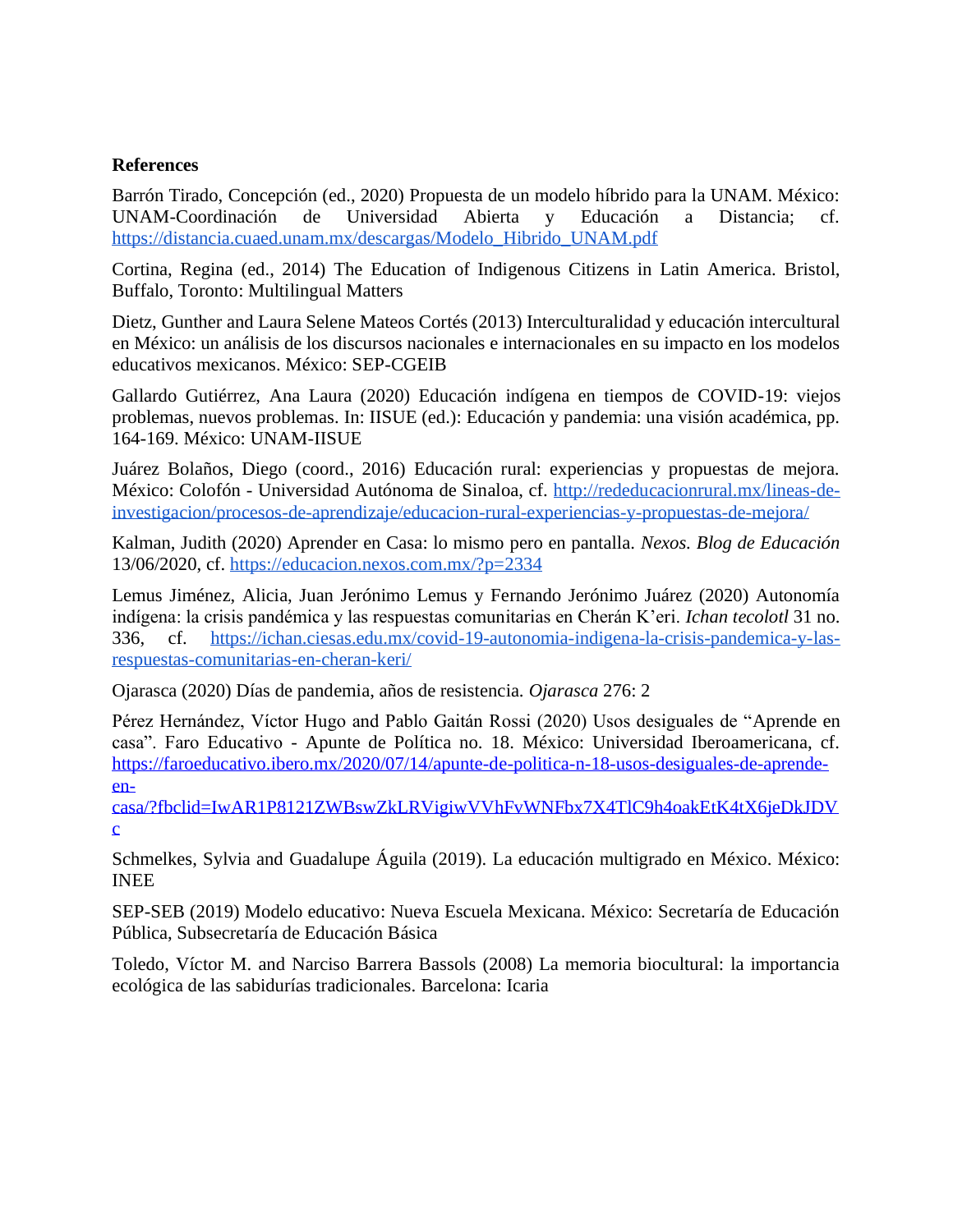**References**

Barrón Tirado, Concepción (ed., 2020) Propuesta de un modelo híbrido para la UNAM. México: UNAM-Coordinación de Universidad Abierta y Educación a Distancia; cf. https://distancia.cuaed.unam.mx/descargas/Modelo_Hibrido_UNAM.pdf

Cortina, Regina (ed., 2014) The Education of Indigenous Citizens in Latin America. Bristol, Buffalo, Toronto: Multilingual Matters

Dietz, Gunther and Laura Selene Mateos Cortés (2013) Interculturalidad y educación intercultural en México: un análisis de los discursos nacionales e internacionales en su impacto en los modelos educativos mexicanos. México: SEP-CGEIB

Gallardo Gutiérrez, Ana Laura (2020) Educación indígena en tiempos de COVID-19: viejos problemas, nuevos problemas. In: IISUE (ed.): Educación y pandemia: una visión académica, pp. 164-169. México: UNAM-IISUE

Juárez Bolaños, Diego (coord., 2016) Educación rural: experiencias y propuestas de mejora. México: Colofón - Universidad Autónoma de Sinaloa, cf. http://rededucacionrural.mx/lineas-de-investigacion/procesos-de-aprendizaje/educacion-rural-experiencias-y-propuestas-de-mejora/

Kalman, Judith (2020) Aprender en Casa: lo mismo pero en pantalla. *Nexos. Blog de Educación* 13/06/2020, cf. https://educacion.nexos.com.mx/?p=2334

Lemus Jiménez, Alicia, Juan Jerónimo Lemus y Fernando Jerónimo Juárez (2020) Autonomía indígena: la crisis pandémica y las respuestas comunitarias en Cherán K'eri. *Ichan tecolotl* 31 no. 336, cf. https://ichan.ciesas.edu.mx/covid-19-autonomia-indigena-la-crisis-pandemica-y-las-respuestas-comunitarias-en-cheran-keri/

Ojarasca (2020) Días de pandemia, años de resistencia. *Ojarasca* 276: 2

Pérez Hernández, Víctor Hugo and Pablo Gaitán Rossi (2020) Usos desiguales de "Aprende en casa". Faro Educativo - Apunte de Política no. 18. México: Universidad Iberoamericana, cf. https://faroeducativo.ibero.mx/2020/07/14/apunte-de-politica-n-18-usos-desiguales-de-aprende-en-casa/?fbclid=IwAR1P8121ZWBswZkLRVigiwVVhFvWNFbx7X4TlC9h4oakEtK4tX6jeDkJDVc

Schmelkes, Sylvia and Guadalupe Águila (2019). La educación multigrado en México. México: INEE

SEP-SEB (2019) Modelo educativo: Nueva Escuela Mexicana. México: Secretaría de Educación Pública, Subsecretaría de Educación Básica

Toledo, Víctor M. and Narciso Barrera Bassols (2008) La memoria biocultural: la importancia ecológica de las sabidurías tradicionales. Barcelona: Icaria